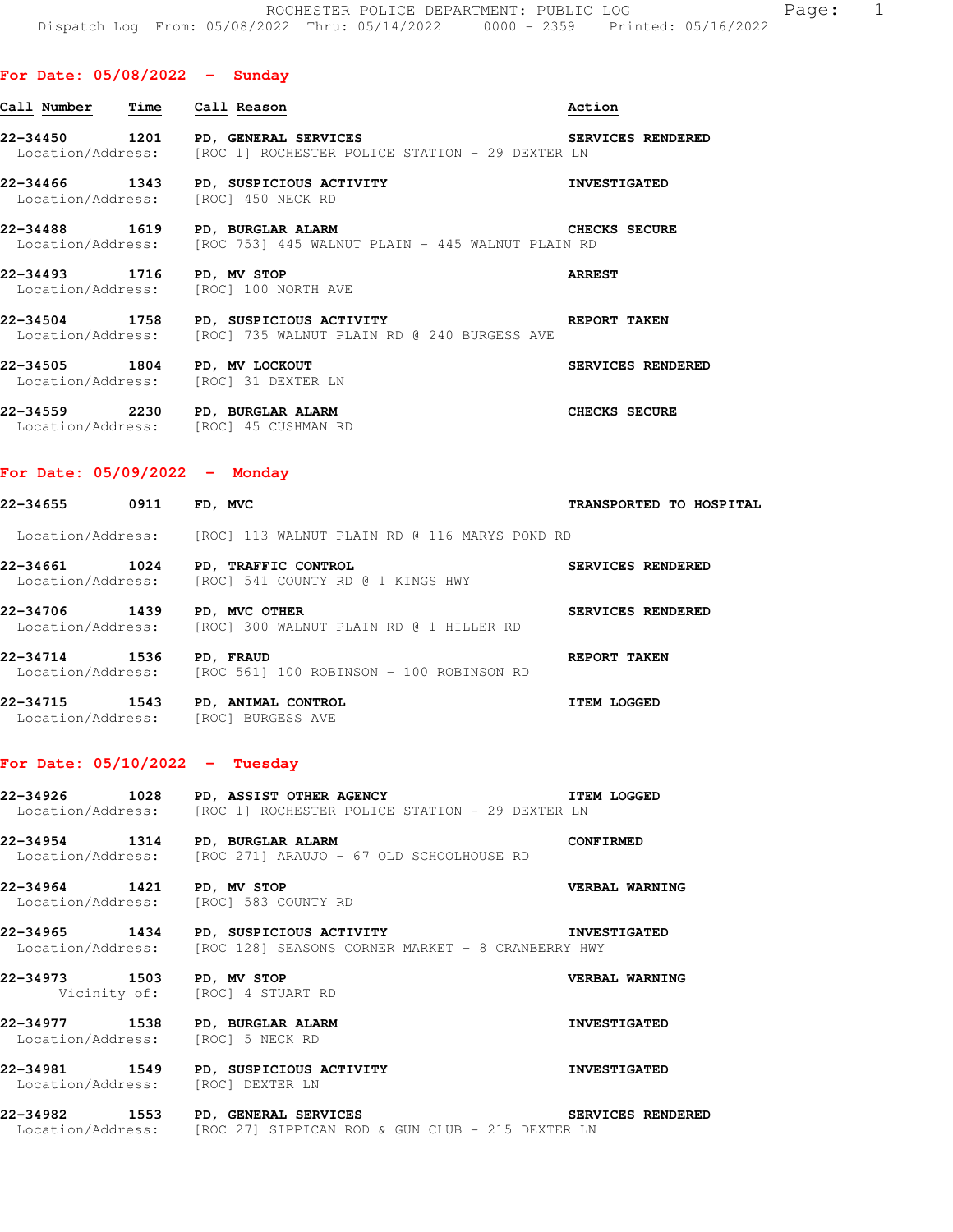ROCHESTER POLICE DEPARTMENT: PUBLIC LOG
Dispatch Log From: 05/08/2022 Thru: 05/14/2022 0000 - 2359 Printed: 05/16/2022

## For Date: 05/08/2022 - Sunday

| Call Number | Time | Call Reason | Action |
|---|---|---|---|
| 22-34450 | 1201 | PD, GENERAL SERVICES | SERVICES RENDERED |
| Location/Address: | | [ROC 1] ROCHESTER POLICE STATION - 29 DEXTER LN | |
| 22-34466 | 1343 | PD, SUSPICIOUS ACTIVITY | INVESTIGATED |
| Location/Address: | | [ROC] 450 NECK RD | |
| 22-34488 | 1619 | PD, BURGLAR ALARM | CHECKS SECURE |
| Location/Address: | | [ROC 753] 445 WALNUT PLAIN - 445 WALNUT PLAIN RD | |
| 22-34493 | 1716 | PD, MV STOP | ARREST |
| Location/Address: | | [ROC] 100 NORTH AVE | |
| 22-34504 | 1758 | PD, SUSPICIOUS ACTIVITY | REPORT TAKEN |
| Location/Address: | | [ROC] 735 WALNUT PLAIN RD @ 240 BURGESS AVE | |
| 22-34505 | 1804 | PD, MV LOCKOUT | SERVICES RENDERED |
| Location/Address: | | [ROC] 31 DEXTER LN | |
| 22-34559 | 2230 | PD, BURGLAR ALARM | CHECKS SECURE |
| Location/Address: | | [ROC] 45 CUSHMAN RD | |

## For Date: 05/09/2022 - Monday

| Call Number | Time | Call Reason | Action |
|---|---|---|---|
| 22-34655 | 0911 | FD, MVC | TRANSPORTED TO HOSPITAL |
| Location/Address: | | [ROC] 113 WALNUT PLAIN RD @ 116 MARYS POND RD | |
| 22-34661 | 1024 | PD, TRAFFIC CONTROL | SERVICES RENDERED |
| Location/Address: | | [ROC] 541 COUNTY RD @ 1 KINGS HWY | |
| 22-34706 | 1439 | PD, MVC OTHER | SERVICES RENDERED |
| Location/Address: | | [ROC] 300 WALNUT PLAIN RD @ 1 HILLER RD | |
| 22-34714 | 1536 | PD, FRAUD | REPORT TAKEN |
| Location/Address: | | [ROC 561] 100 ROBINSON - 100 ROBINSON RD | |
| 22-34715 | 1543 | PD, ANIMAL CONTROL | ITEM LOGGED |
| Location/Address: | | [ROC] BURGESS AVE | |

## For Date: 05/10/2022 - Tuesday

| Call Number | Time | Call Reason | Action |
|---|---|---|---|
| 22-34926 | 1028 | PD, ASSIST OTHER AGENCY | ITEM LOGGED |
| Location/Address: | | [ROC 1] ROCHESTER POLICE STATION - 29 DEXTER LN | |
| 22-34954 | 1314 | PD, BURGLAR ALARM | CONFIRMED |
| Location/Address: | | [ROC 271] ARAUJO - 67 OLD SCHOOLHOUSE RD | |
| 22-34964 | 1421 | PD, MV STOP | VERBAL WARNING |
| Location/Address: | | [ROC] 583 COUNTY RD | |
| 22-34965 | 1434 | PD, SUSPICIOUS ACTIVITY | INVESTIGATED |
| Location/Address: | | [ROC 128] SEASONS CORNER MARKET - 8 CRANBERRY HWY | |
| 22-34973 | 1503 | PD, MV STOP | VERBAL WARNING |
| Vicinity of: | | [ROC] 4 STUART RD | |
| 22-34977 | 1538 | PD, BURGLAR ALARM | INVESTIGATED |
| Location/Address: | | [ROC] 5 NECK RD | |
| 22-34981 | 1549 | PD, SUSPICIOUS ACTIVITY | INVESTIGATED |
| Location/Address: | | [ROC] DEXTER LN | |
| 22-34982 | 1553 | PD, GENERAL SERVICES | SERVICES RENDERED |
| Location/Address: | | [ROC 27] SIPPICAN ROD & GUN CLUB - 215 DEXTER LN | |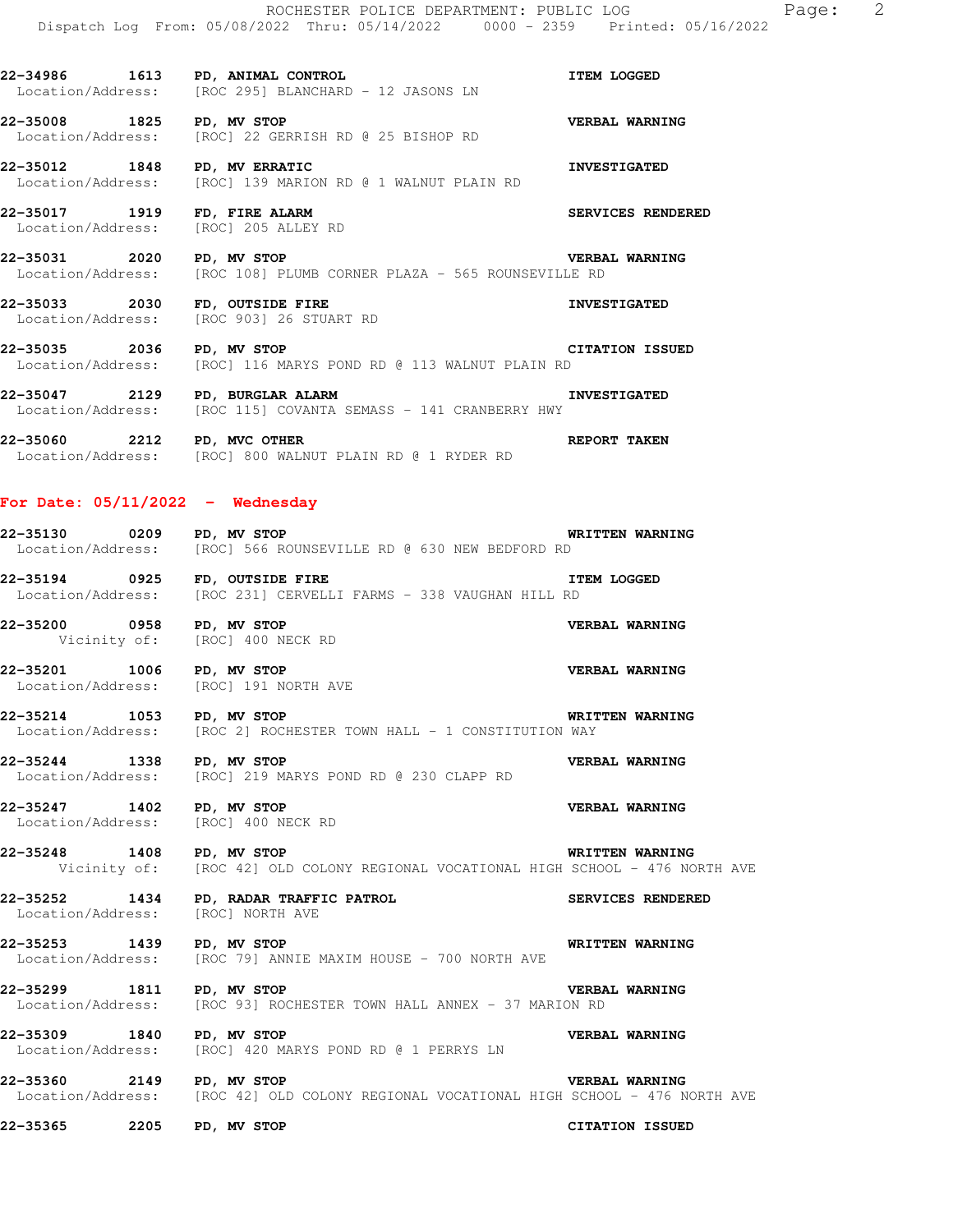22-34986 1613 **PD, ANIMAL CONTROL** **ITEM LOGGED**
Location/Address: [ROC 295] BLANCHARD - 12 JASONS LN

22-35008 1825 **PD, MV STOP** **VERBAL WARNING**
Location/Address: [ROC] 22 GERRISH RD @ 25 BISHOP RD

22-35012 1848 **PD, MV ERRATIC** **INVESTIGATED**
Location/Address: [ROC] 139 MARION RD @ 1 WALNUT PLAIN RD

22-35017 1919 **FD, FIRE ALARM** **SERVICES RENDERED**
Location/Address: [ROC] 205 ALLEY RD

22-35031 2020 **PD, MV STOP** **VERBAL WARNING**
Location/Address: [ROC 108] PLUMB CORNER PLAZA - 565 ROUNSEVILLE RD

22-35033 2030 **FD, OUTSIDE FIRE** **INVESTIGATED**
Location/Address: [ROC 903] 26 STUART RD

22-35035 2036 **PD, MV STOP** **CITATION ISSUED**
Location/Address: [ROC] 116 MARYS POND RD @ 113 WALNUT PLAIN RD

22-35047 2129 **PD, BURGLAR ALARM** **INVESTIGATED**
Location/Address: [ROC 115] COVANTA SEMASS - 141 CRANBERRY HWY

22-35060 2212 **PD, MVC OTHER** **REPORT TAKEN**
Location/Address: [ROC] 800 WALNUT PLAIN RD @ 1 RYDER RD

## For Date: 05/11/2022 - Wednesday

22-35130 0209 **PD, MV STOP** **WRITTEN WARNING**
Location/Address: [ROC] 566 ROUNSEVILLE RD @ 630 NEW BEDFORD RD

22-35194 0925 **FD, OUTSIDE FIRE** **ITEM LOGGED**
Location/Address: [ROC 231] CERVELLI FARMS - 338 VAUGHAN HILL RD

22-35200 0958 **PD, MV STOP** **VERBAL WARNING**
Vicinity of: [ROC] 400 NECK RD

22-35201 1006 **PD, MV STOP** **VERBAL WARNING**
Location/Address: [ROC] 191 NORTH AVE

22-35214 1053 **PD, MV STOP** **WRITTEN WARNING**
Location/Address: [ROC 2] ROCHESTER TOWN HALL - 1 CONSTITUTION WAY

22-35244 1338 **PD, MV STOP** **VERBAL WARNING**
Location/Address: [ROC] 219 MARYS POND RD @ 230 CLAPP RD

22-35247 1402 **PD, MV STOP** **VERBAL WARNING**
Location/Address: [ROC] 400 NECK RD

22-35248 1408 **PD, MV STOP** **WRITTEN WARNING**
Vicinity of: [ROC 42] OLD COLONY REGIONAL VOCATIONAL HIGH SCHOOL - 476 NORTH AVE

22-35252 1434 **PD, RADAR TRAFFIC PATROL** **SERVICES RENDERED**
Location/Address: [ROC] NORTH AVE

22-35253 1439 **PD, MV STOP** **WRITTEN WARNING**
Location/Address: [ROC 79] ANNIE MAXIM HOUSE - 700 NORTH AVE

22-35299 1811 **PD, MV STOP** **VERBAL WARNING**
Location/Address: [ROC 93] ROCHESTER TOWN HALL ANNEX - 37 MARION RD

22-35309 1840 **PD, MV STOP** **VERBAL WARNING**
Location/Address: [ROC] 420 MARYS POND RD @ 1 PERRYS LN

22-35360 2149 **PD, MV STOP** **VERBAL WARNING**
Location/Address: [ROC 42] OLD COLONY REGIONAL VOCATIONAL HIGH SCHOOL - 476 NORTH AVE

22-35365 2205 **PD, MV STOP** **CITATION ISSUED**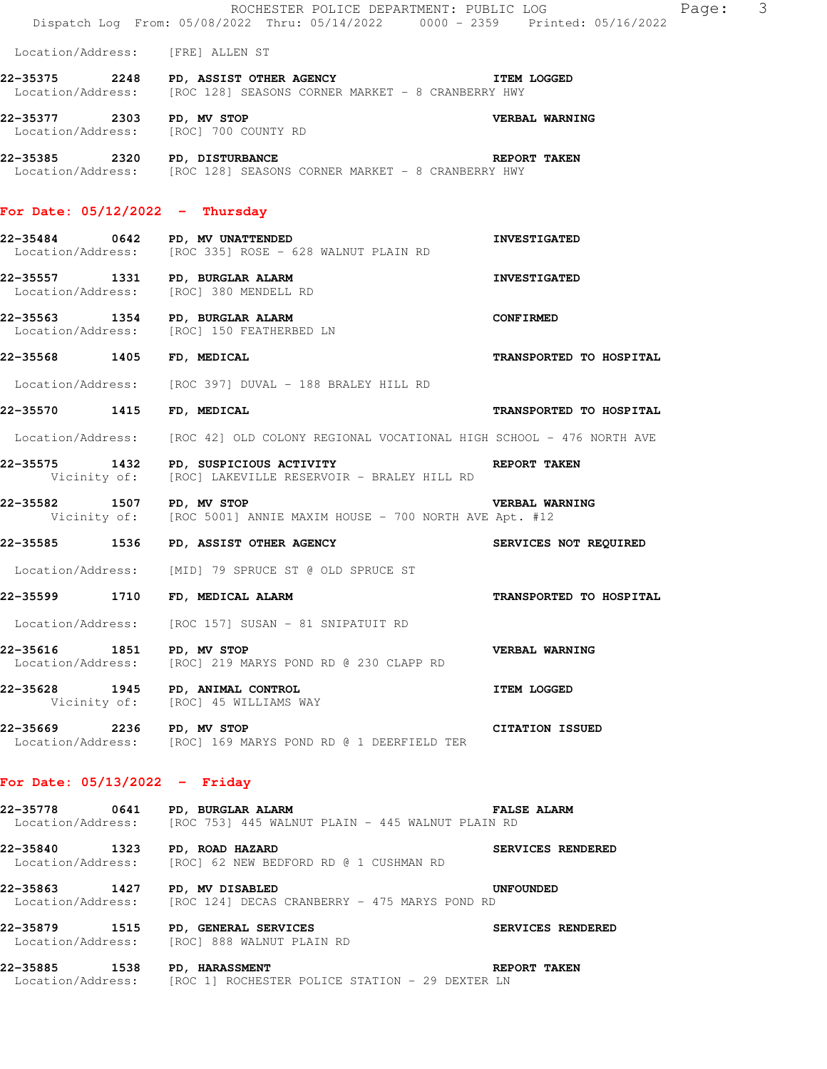Location/Address: [FRE] ALLEN ST

**22-35375 2248 PD, ASSIST OTHER AGENCY** **ITEM LOGGED**
Location/Address: [ROC 128] SEASONS CORNER MARKET - 8 CRANBERRY HWY

**22-35377 2303 PD, MV STOP** **VERBAL WARNING**
Location/Address: [ROC] 700 COUNTY RD

**22-35385 2320 PD, DISTURBANCE** **REPORT TAKEN**
Location/Address: [ROC 128] SEASONS CORNER MARKET - 8 CRANBERRY HWY

## For Date: 05/12/2022 - Thursday

**22-35484 0642 PD, MV UNATTENDED** **INVESTIGATED**
Location/Address: [ROC 335] ROSE - 628 WALNUT PLAIN RD

**22-35557 1331 PD, BURGLAR ALARM** **INVESTIGATED**
Location/Address: [ROC] 380 MENDELL RD

**22-35563 1354 PD, BURGLAR ALARM** **CONFIRMED**
Location/Address: [ROC] 150 FEATHERBED LN

**22-35568 1405 FD, MEDICAL** **TRANSPORTED TO HOSPITAL**
Location/Address: [ROC 397] DUVAL - 188 BRALEY HILL RD

**22-35570 1415 FD, MEDICAL** **TRANSPORTED TO HOSPITAL**
Location/Address: [ROC 42] OLD COLONY REGIONAL VOCATIONAL HIGH SCHOOL - 476 NORTH AVE

**22-35575 1432 PD, SUSPICIOUS ACTIVITY** **REPORT TAKEN**
Vicinity of: [ROC] LAKEVILLE RESERVOIR - BRALEY HILL RD

**22-35582 1507 PD, MV STOP** **VERBAL WARNING**
Vicinity of: [ROC 5001] ANNIE MAXIM HOUSE - 700 NORTH AVE Apt. #12

**22-35585 1536 PD, ASSIST OTHER AGENCY** **SERVICES NOT REQUIRED**
Location/Address: [MID] 79 SPRUCE ST @ OLD SPRUCE ST

**22-35599 1710 FD, MEDICAL ALARM** **TRANSPORTED TO HOSPITAL**
Location/Address: [ROC 157] SUSAN - 81 SNIPATUIT RD

**22-35616 1851 PD, MV STOP** **VERBAL WARNING**
Location/Address: [ROC] 219 MARYS POND RD @ 230 CLAPP RD

**22-35628 1945 PD, ANIMAL CONTROL** **ITEM LOGGED**
Vicinity of: [ROC] 45 WILLIAMS WAY

**22-35669 2236 PD, MV STOP** **CITATION ISSUED**
Location/Address: [ROC] 169 MARYS POND RD @ 1 DEERFIELD TER

## For Date: 05/13/2022 - Friday

**22-35778 0641 PD, BURGLAR ALARM** **FALSE ALARM**
Location/Address: [ROC 753] 445 WALNUT PLAIN - 445 WALNUT PLAIN RD

**22-35840 1323 PD, ROAD HAZARD** **SERVICES RENDERED**
Location/Address: [ROC] 62 NEW BEDFORD RD @ 1 CUSHMAN RD

**22-35863 1427 PD, MV DISABLED** **UNFOUNDED**
Location/Address: [ROC 124] DECAS CRANBERRY - 475 MARYS POND RD

**22-35879 1515 PD, GENERAL SERVICES** **SERVICES RENDERED**
Location/Address: [ROC] 888 WALNUT PLAIN RD

**22-35885 1538 PD, HARASSMENT** **REPORT TAKEN**
Location/Address: [ROC 1] ROCHESTER POLICE STATION - 29 DEXTER LN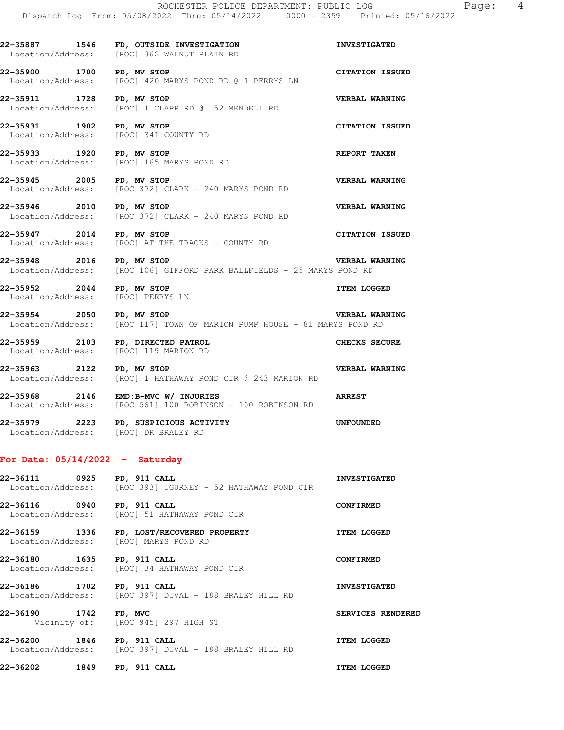**22-35887 1546 FD, OUTSIDE INVESTIGATION INVESTIGATED**
Location/Address: [ROC] 362 WALNUT PLAIN RD

**22-35900 1700 PD, MV STOP CITATION ISSUED**
Location/Address: [ROC] 420 MARYS POND RD @ 1 PERRYS LN

**22-35911 1728 PD, MV STOP VERBAL WARNING**
Location/Address: [ROC] 1 CLAPP RD @ 152 MENDELL RD

**22-35931 1902 PD, MV STOP CITATION ISSUED**
Location/Address: [ROC] 341 COUNTY RD

**22-35933 1920 PD, MV STOP REPORT TAKEN**
Location/Address: [ROC] 165 MARYS POND RD

**22-35945 2005 PD, MV STOP VERBAL WARNING**
Location/Address: [ROC 372] CLARK - 240 MARYS POND RD

**22-35946 2010 PD, MV STOP VERBAL WARNING**
Location/Address: [ROC 372] CLARK - 240 MARYS POND RD

**22-35947 2014 PD, MV STOP CITATION ISSUED**
Location/Address: [ROC] AT THE TRACKS - COUNTY RD

**22-35948 2016 PD, MV STOP VERBAL WARNING**
Location/Address: [ROC 106] GIFFORD PARK BALLFIELDS - 25 MARYS POND RD

**22-35952 2044 PD, MV STOP ITEM LOGGED**
Location/Address: [ROC] PERRYS LN

**22-35954 2050 PD, MV STOP VERBAL WARNING**
Location/Address: [ROC 117] TOWN OF MARION PUMP HOUSE - 81 MARYS POND RD

**22-35959 2103 PD, DIRECTED PATROL CHECKS SECURE**
Location/Address: [ROC] 119 MARION RD

**22-35963 2122 PD, MV STOP VERBAL WARNING**
Location/Address: [ROC] 1 HATHAWAY POND CIR @ 243 MARION RD

**22-35968 2146 EMD:B-MVC W/ INJURIES ARREST**
Location/Address: [ROC 561] 100 ROBINSON - 100 ROBINSON RD

**22-35979 2223 PD, SUSPICIOUS ACTIVITY UNFOUNDED**
Location/Address: [ROC] DR BRALEY RD

## For Date: 05/14/2022 - Saturday

**22-36111 0925 PD, 911 CALL INVESTIGATED**
Location/Address: [ROC 393] UGURNEY - 52 HATHAWAY POND CIR

**22-36116 0940 PD, 911 CALL CONFIRMED**
Location/Address: [ROC] 51 HATHAWAY POND CIR

**22-36159 1336 PD, LOST/RECOVERED PROPERTY ITEM LOGGED**
Location/Address: [ROC] MARYS POND RD

**22-36180 1635 PD, 911 CALL CONFIRMED**
Location/Address: [ROC] 34 HATHAWAY POND CIR

**22-36186 1702 PD, 911 CALL INVESTIGATED**
Location/Address: [ROC 397] DUVAL - 188 BRALEY HILL RD

**22-36190 1742 FD, MVC SERVICES RENDERED**
Vicinity of: [ROC 945] 297 HIGH ST

**22-36200 1846 PD, 911 CALL ITEM LOGGED**
Location/Address: [ROC 397] DUVAL - 188 BRALEY HILL RD

**22-36202 1849 PD, 911 CALL ITEM LOGGED**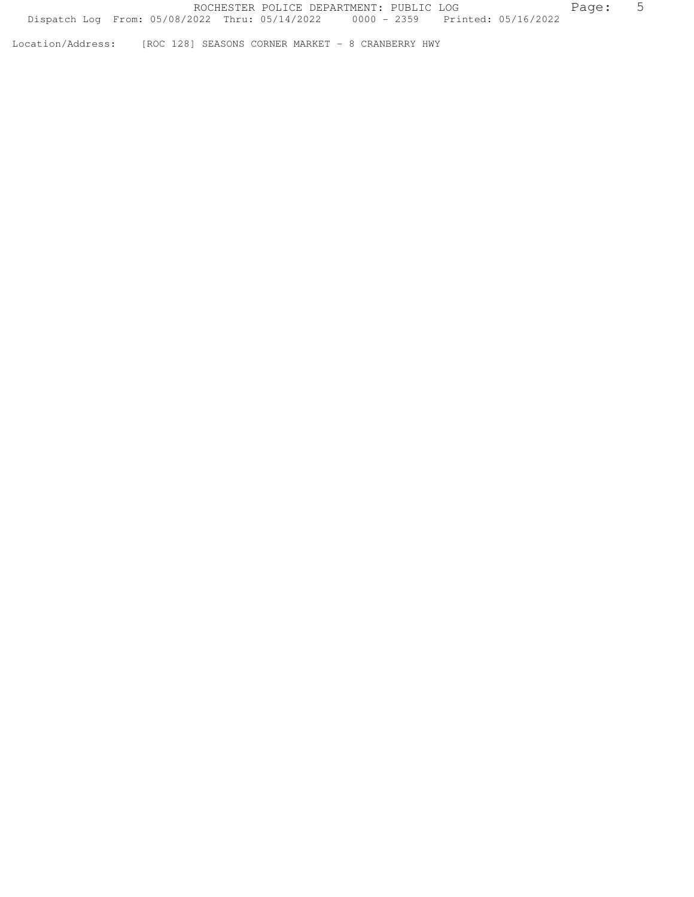Location/Address: [ROC 128] SEASONS CORNER MARKET - 8 CRANBERRY HWY